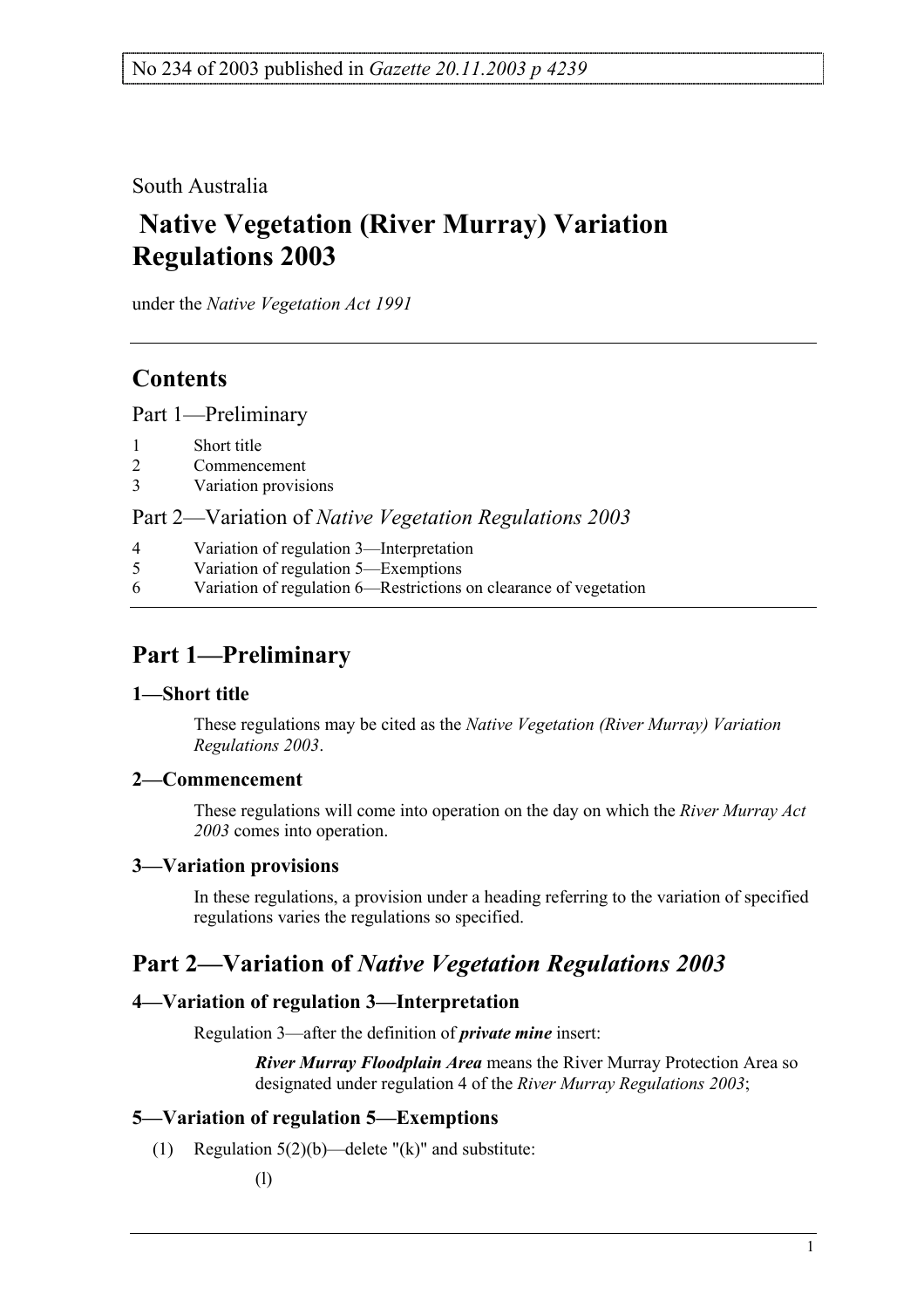No 234 of 2003 published in *Gazette 20.11.2003 p 4239*

South Australia

# Native Vegetation (River Murray) Variation Regulations 2003

under the *Native Vegetation Act 1991*

## Contents

Part 1—Preliminary

1 Short title
2 Commencement
3 Variation provisions

Part 2—Variation of *Native Vegetation Regulations 2003*

4 Variation of regulation 3—Interpretation
5 Variation of regulation 5—Exemptions
6 Variation of regulation 6—Restrictions on clearance of vegetation

## Part 1—Preliminary

### 1—Short title

These regulations may be cited as the *Native Vegetation (River Murray) Variation Regulations 2003*.

### 2—Commencement

These regulations will come into operation on the day on which the *River Murray Act 2003* comes into operation.

### 3—Variation provisions

In these regulations, a provision under a heading referring to the variation of specified regulations varies the regulations so specified.

## Part 2—Variation of *Native Vegetation Regulations 2003*

### 4—Variation of regulation 3—Interpretation

Regulation 3—after the definition of ***private mine*** insert:

> ***River Murray Floodplain Area*** means the River Murray Protection Area so designated under regulation 4 of the *River Murray Regulations 2003*;

### 5—Variation of regulation 5—Exemptions

(1) Regulation 5(2)(b)—delete "(k)" and substitute:

> (l)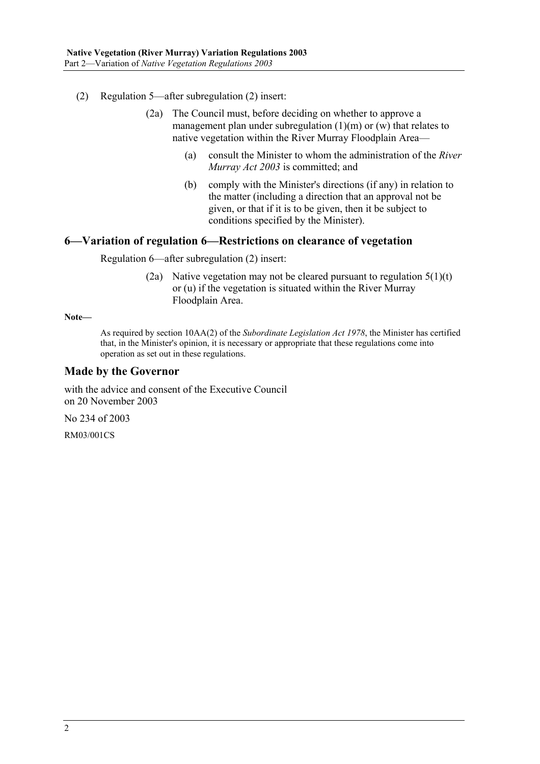(2) Regulation 5—after subregulation (2) insert:

> (2a) The Council must, before deciding on whether to approve a management plan under subregulation (1)(m) or (w) that relates to native vegetation within the River Murray Floodplain Area—
>
> (a) consult the Minister to whom the administration of the *River Murray Act 2003* is committed; and
>
> (b) comply with the Minister's directions (if any) in relation to the matter (including a direction that an approval not be given, or that if it is to be given, then it be subject to conditions specified by the Minister).

## 6—Variation of regulation 6—Restrictions on clearance of vegetation

Regulation 6—after subregulation (2) insert:

> (2a) Native vegetation may not be cleared pursuant to regulation 5(1)(t) or (u) if the vegetation is situated within the River Murray Floodplain Area.

**Note—**

As required by section 10AA(2) of the *Subordinate Legislation Act 1978*, the Minister has certified that, in the Minister's opinion, it is necessary or appropriate that these regulations come into operation as set out in these regulations.

## Made by the Governor

with the advice and consent of the Executive Council
on 20 November 2003

No 234 of 2003

RM03/001CS